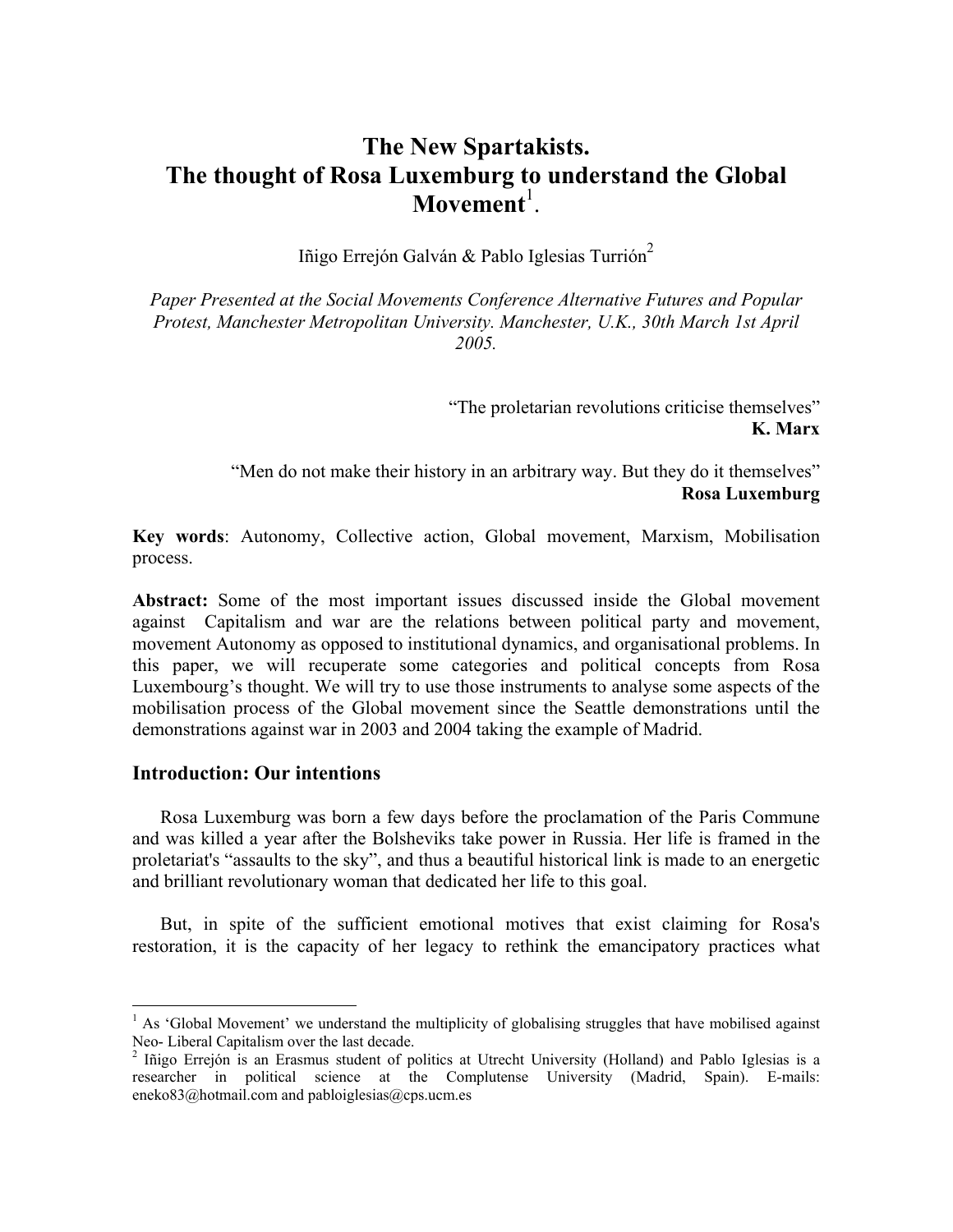# The New Spartakists.
# The thought of Rosa Luxemburg to understand the Global Movement[1].

Iñigo Errejón Galván & Pablo Iglesias Turrión[2]

*Paper Presented at the Social Movements Conference Alternative Futures and Popular Protest, Manchester Metropolitan University. Manchester, U.K., 30th March 1st April 2005.*

"The proletarian revolutions criticise themselves"
**K. Marx**

"Men do not make their history in an arbitrary way. But they do it themselves"
**Rosa Luxemburg**

**Key words**: Autonomy, Collective action, Global movement, Marxism, Mobilisation process.

**Abstract:** Some of the most important issues discussed inside the Global movement against Capitalism and war are the relations between political party and movement, movement Autonomy as opposed to institutional dynamics, and organisational problems. In this paper, we will recuperate some categories and political concepts from Rosa Luxembourg's thought. We will try to use those instruments to analyse some aspects of the mobilisation process of the Global movement since the Seattle demonstrations until the demonstrations against war in 2003 and 2004 taking the example of Madrid.

## Introduction: Our intentions

Rosa Luxemburg was born a few days before the proclamation of the Paris Commune and was killed a year after the Bolsheviks take power in Russia. Her life is framed in the proletariat's "assaults to the sky", and thus a beautiful historical link is made to an energetic and brilliant revolutionary woman that dedicated her life to this goal.

But, in spite of the sufficient emotional motives that exist claiming for Rosa's restoration, it is the capacity of her legacy to rethink the emancipatory practices what

[1] As 'Global Movement' we understand the multiplicity of globalising struggles that have mobilised against Neo- Liberal Capitalism over the last decade.

[2] Iñigo Errejón is an Erasmus student of politics at Utrecht University (Holland) and Pablo Iglesias is a researcher in political science at the Complutense University (Madrid, Spain). E-mails: eneko83@hotmail.com and pabloiglesias@cps.ucm.es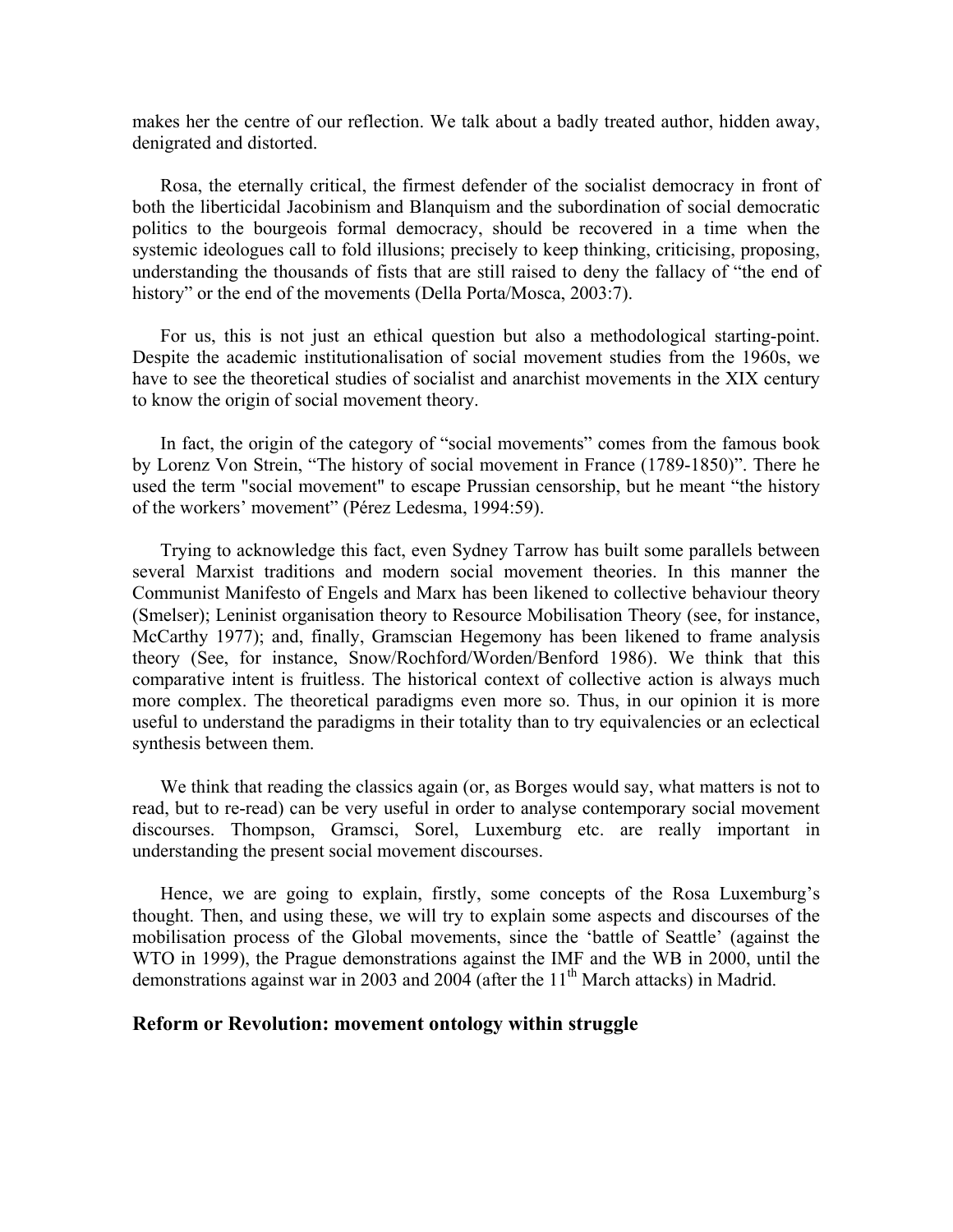makes her the centre of our reflection. We talk about a badly treated author, hidden away, denigrated and distorted.

Rosa, the eternally critical, the firmest defender of the socialist democracy in front of both the liberticidal Jacobinism and Blanquism and the subordination of social democratic politics to the bourgeois formal democracy, should be recovered in a time when the systemic ideologues call to fold illusions; precisely to keep thinking, criticising, proposing, understanding the thousands of fists that are still raised to deny the fallacy of "the end of history" or the end of the movements (Della Porta/Mosca, 2003:7).

For us, this is not just an ethical question but also a methodological starting-point. Despite the academic institutionalisation of social movement studies from the 1960s, we have to see the theoretical studies of socialist and anarchist movements in the XIX century to know the origin of social movement theory.

In fact, the origin of the category of "social movements" comes from the famous book by Lorenz Von Strein, "The history of social movement in France (1789-1850)". There he used the term "social movement" to escape Prussian censorship, but he meant "the history of the workers' movement" (Pérez Ledesma, 1994:59).

Trying to acknowledge this fact, even Sydney Tarrow has built some parallels between several Marxist traditions and modern social movement theories. In this manner the Communist Manifesto of Engels and Marx has been likened to collective behaviour theory (Smelser); Leninist organisation theory to Resource Mobilisation Theory (see, for instance, McCarthy 1977); and, finally, Gramscian Hegemony has been likened to frame analysis theory (See, for instance, Snow/Rochford/Worden/Benford 1986). We think that this comparative intent is fruitless. The historical context of collective action is always much more complex. The theoretical paradigms even more so. Thus, in our opinion it is more useful to understand the paradigms in their totality than to try equivalencies or an eclectical synthesis between them.

We think that reading the classics again (or, as Borges would say, what matters is not to read, but to re-read) can be very useful in order to analyse contemporary social movement discourses. Thompson, Gramsci, Sorel, Luxemburg etc. are really important in understanding the present social movement discourses.

Hence, we are going to explain, firstly, some concepts of the Rosa Luxemburg's thought. Then, and using these, we will try to explain some aspects and discourses of the mobilisation process of the Global movements, since the 'battle of Seattle' (against the WTO in 1999), the Prague demonstrations against the IMF and the WB in 2000, until the demonstrations against war in 2003 and 2004 (after the 11th March attacks) in Madrid.

## Reform or Revolution: movement ontology within struggle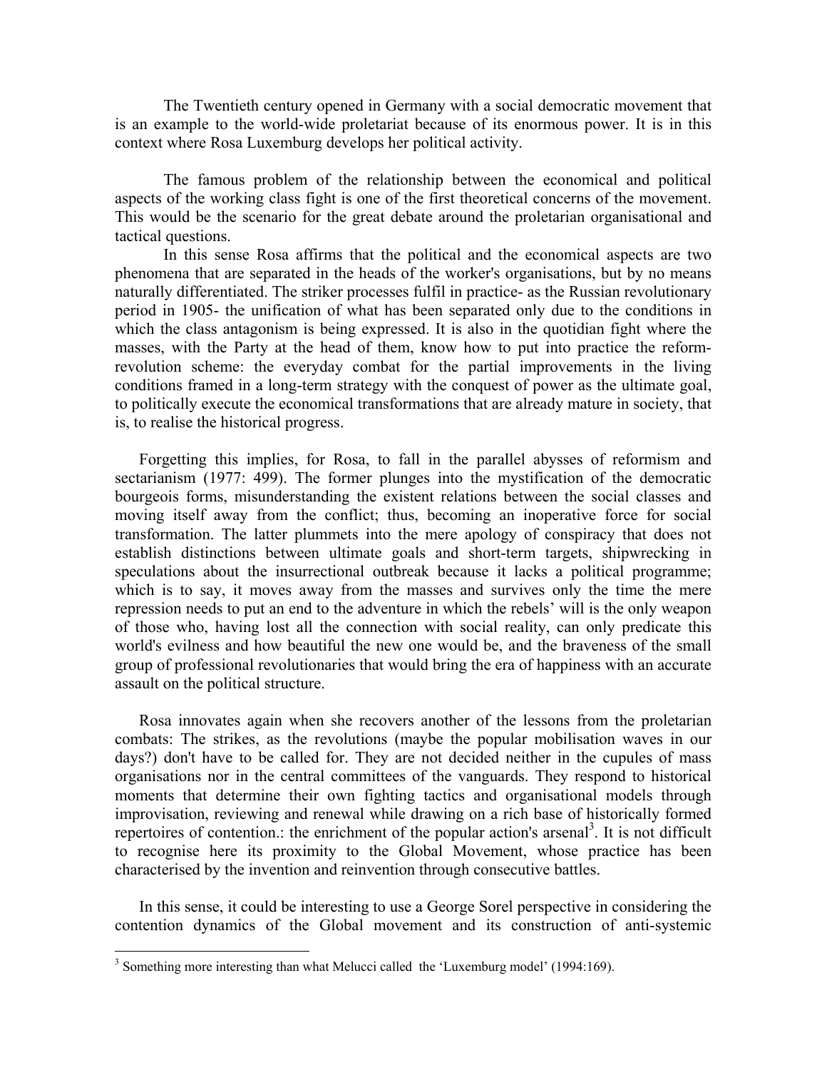The Twentieth century opened in Germany with a social democratic movement that is an example to the world-wide proletariat because of its enormous power. It is in this context where Rosa Luxemburg develops her political activity.

The famous problem of the relationship between the economical and political aspects of the working class fight is one of the first theoretical concerns of the movement. This would be the scenario for the great debate around the proletarian organisational and tactical questions.

In this sense Rosa affirms that the political and the economical aspects are two phenomena that are separated in the heads of the worker's organisations, but by no means naturally differentiated. The striker processes fulfil in practice- as the Russian revolutionary period in 1905- the unification of what has been separated only due to the conditions in which the class antagonism is being expressed. It is also in the quotidian fight where the masses, with the Party at the head of them, know how to put into practice the reform-revolution scheme: the everyday combat for the partial improvements in the living conditions framed in a long-term strategy with the conquest of power as the ultimate goal, to politically execute the economical transformations that are already mature in society, that is, to realise the historical progress.

Forgetting this implies, for Rosa, to fall in the parallel abysses of reformism and sectarianism (1977: 499). The former plunges into the mystification of the democratic bourgeois forms, misunderstanding the existent relations between the social classes and moving itself away from the conflict; thus, becoming an inoperative force for social transformation. The latter plummets into the mere apology of conspiracy that does not establish distinctions between ultimate goals and short-term targets, shipwrecking in speculations about the insurrectional outbreak because it lacks a political programme; which is to say, it moves away from the masses and survives only the time the mere repression needs to put an end to the adventure in which the rebels' will is the only weapon of those who, having lost all the connection with social reality, can only predicate this world's evilness and how beautiful the new one would be, and the braveness of the small group of professional revolutionaries that would bring the era of happiness with an accurate assault on the political structure.

Rosa innovates again when she recovers another of the lessons from the proletarian combats: The strikes, as the revolutions (maybe the popular mobilisation waves in our days?) don't have to be called for. They are not decided neither in the cupules of mass organisations nor in the central committees of the vanguards. They respond to historical moments that determine their own fighting tactics and organisational models through improvisation, reviewing and renewal while drawing on a rich base of historically formed repertoires of contention.: the enrichment of the popular action's arsenal[3]. It is not difficult to recognise here its proximity to the Global Movement, whose practice has been characterised by the invention and reinvention through consecutive battles.

In this sense, it could be interesting to use a George Sorel perspective in considering the contention dynamics of the Global movement and its construction of anti-systemic

[3] Something more interesting than what Melucci called the 'Luxemburg model' (1994:169).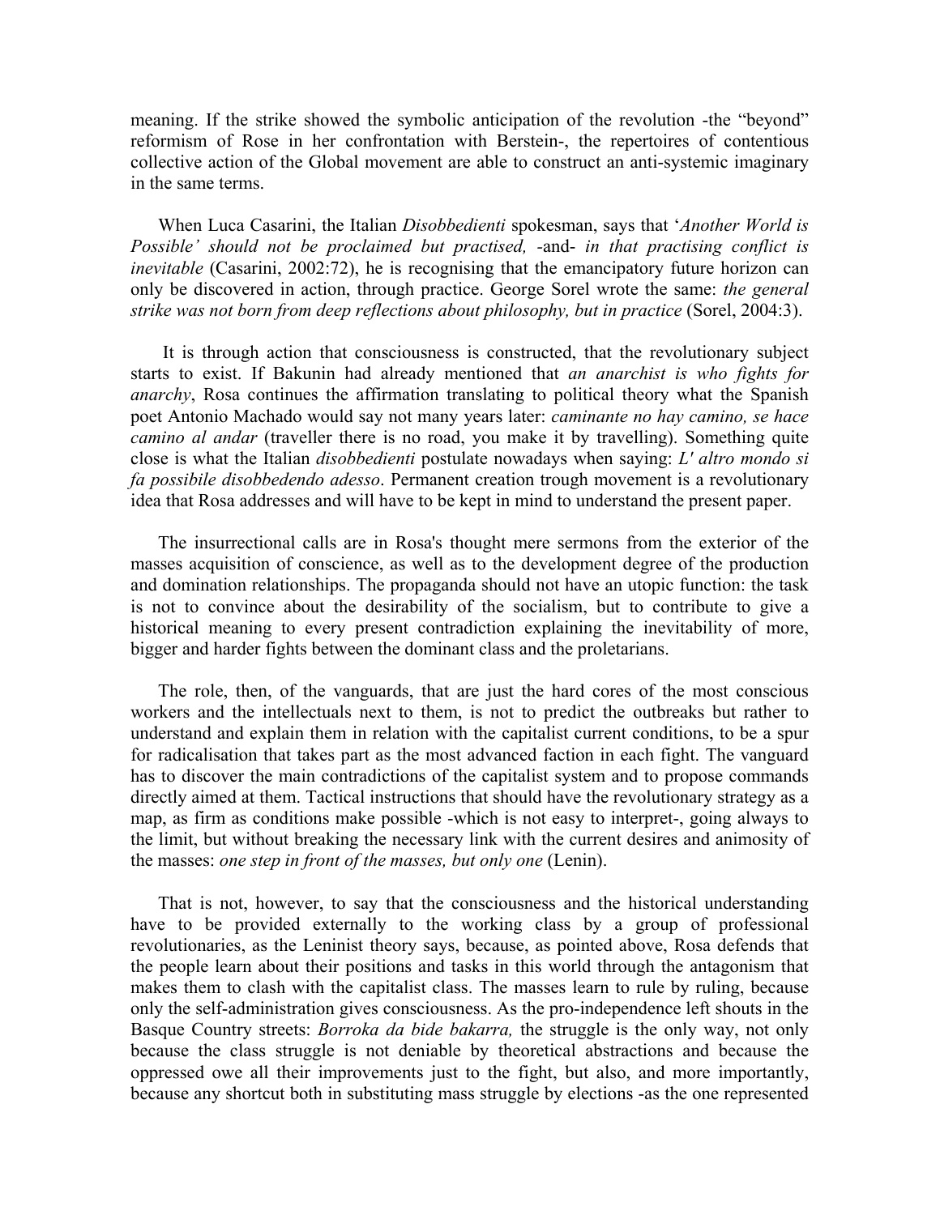meaning. If the strike showed the symbolic anticipation of the revolution -the "beyond" reformism of Rose in her confrontation with Berstein-, the repertoires of contentious collective action of the Global movement are able to construct an anti-systemic imaginary in the same terms.

When Luca Casarini, the Italian *Disobbedienti* spokesman, says that '*Another World is Possible' should not be proclaimed but practised,* -and- *in that practising conflict is inevitable* (Casarini, 2002:72), he is recognising that the emancipatory future horizon can only be discovered in action, through practice. George Sorel wrote the same: *the general strike was not born from deep reflections about philosophy, but in practice* (Sorel, 2004:3).

It is through action that consciousness is constructed, that the revolutionary subject starts to exist. If Bakunin had already mentioned that *an anarchist is who fights for anarchy*, Rosa continues the affirmation translating to political theory what the Spanish poet Antonio Machado would say not many years later: *caminante no hay camino, se hace camino al andar* (traveller there is no road, you make it by travelling). Something quite close is what the Italian *disobbedienti* postulate nowadays when saying: *L' altro mondo si fa possibile disobbedendo adesso*. Permanent creation trough movement is a revolutionary idea that Rosa addresses and will have to be kept in mind to understand the present paper.

The insurrectional calls are in Rosa's thought mere sermons from the exterior of the masses acquisition of conscience, as well as to the development degree of the production and domination relationships. The propaganda should not have an utopic function: the task is not to convince about the desirability of the socialism, but to contribute to give a historical meaning to every present contradiction explaining the inevitability of more, bigger and harder fights between the dominant class and the proletarians.

The role, then, of the vanguards, that are just the hard cores of the most conscious workers and the intellectuals next to them, is not to predict the outbreaks but rather to understand and explain them in relation with the capitalist current conditions, to be a spur for radicalisation that takes part as the most advanced faction in each fight. The vanguard has to discover the main contradictions of the capitalist system and to propose commands directly aimed at them. Tactical instructions that should have the revolutionary strategy as a map, as firm as conditions make possible -which is not easy to interpret-, going always to the limit, but without breaking the necessary link with the current desires and animosity of the masses: *one step in front of the masses, but only one* (Lenin).

That is not, however, to say that the consciousness and the historical understanding have to be provided externally to the working class by a group of professional revolutionaries, as the Leninist theory says, because, as pointed above, Rosa defends that the people learn about their positions and tasks in this world through the antagonism that makes them to clash with the capitalist class. The masses learn to rule by ruling, because only the self-administration gives consciousness. As the pro-independence left shouts in the Basque Country streets: *Borroka da bide bakarra,* the struggle is the only way, not only because the class struggle is not deniable by theoretical abstractions and because the oppressed owe all their improvements just to the fight, but also, and more importantly, because any shortcut both in substituting mass struggle by elections -as the one represented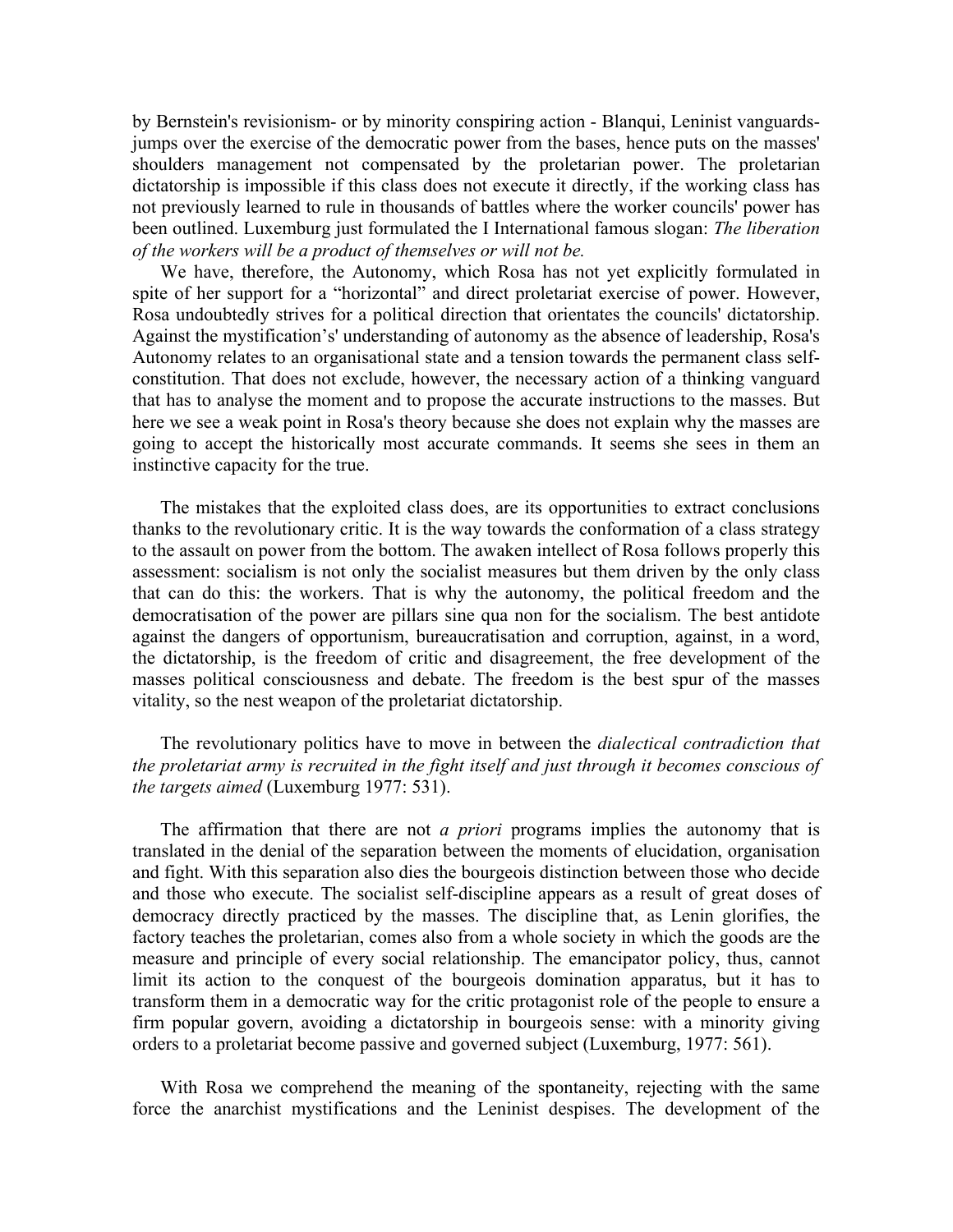by Bernstein's revisionism- or by minority conspiring action - Blanqui, Leninist vanguards- jumps over the exercise of the democratic power from the bases, hence puts on the masses' shoulders management not compensated by the proletarian power. The proletarian dictatorship is impossible if this class does not execute it directly, if the working class has not previously learned to rule in thousands of battles where the worker councils' power has been outlined. Luxemburg just formulated the I International famous slogan: *The liberation of the workers will be a product of themselves or will not be.*

We have, therefore, the Autonomy, which Rosa has not yet explicitly formulated in spite of her support for a "horizontal" and direct proletariat exercise of power. However, Rosa undoubtedly strives for a political direction that orientates the councils' dictatorship. Against the mystification's' understanding of autonomy as the absence of leadership, Rosa's Autonomy relates to an organisational state and a tension towards the permanent class self-constitution. That does not exclude, however, the necessary action of a thinking vanguard that has to analyse the moment and to propose the accurate instructions to the masses. But here we see a weak point in Rosa's theory because she does not explain why the masses are going to accept the historically most accurate commands. It seems she sees in them an instinctive capacity for the true.

The mistakes that the exploited class does, are its opportunities to extract conclusions thanks to the revolutionary critic. It is the way towards the conformation of a class strategy to the assault on power from the bottom. The awaken intellect of Rosa follows properly this assessment: socialism is not only the socialist measures but them driven by the only class that can do this: the workers. That is why the autonomy, the political freedom and the democratisation of the power are pillars sine qua non for the socialism. The best antidote against the dangers of opportunism, bureaucratisation and corruption, against, in a word, the dictatorship, is the freedom of critic and disagreement, the free development of the masses political consciousness and debate. The freedom is the best spur of the masses vitality, so the nest weapon of the proletariat dictatorship.

The revolutionary politics have to move in between the *dialectical contradiction that the proletariat army is recruited in the fight itself and just through it becomes conscious of the targets aimed* (Luxemburg 1977: 531).

The affirmation that there are not *a priori* programs implies the autonomy that is translated in the denial of the separation between the moments of elucidation, organisation and fight. With this separation also dies the bourgeois distinction between those who decide and those who execute. The socialist self-discipline appears as a result of great doses of democracy directly practiced by the masses. The discipline that, as Lenin glorifies, the factory teaches the proletarian, comes also from a whole society in which the goods are the measure and principle of every social relationship. The emancipator policy, thus, cannot limit its action to the conquest of the bourgeois domination apparatus, but it has to transform them in a democratic way for the critic protagonist role of the people to ensure a firm popular govern, avoiding a dictatorship in bourgeois sense: with a minority giving orders to a proletariat become passive and governed subject (Luxemburg, 1977: 561).

With Rosa we comprehend the meaning of the spontaneity, rejecting with the same force the anarchist mystifications and the Leninist despises. The development of the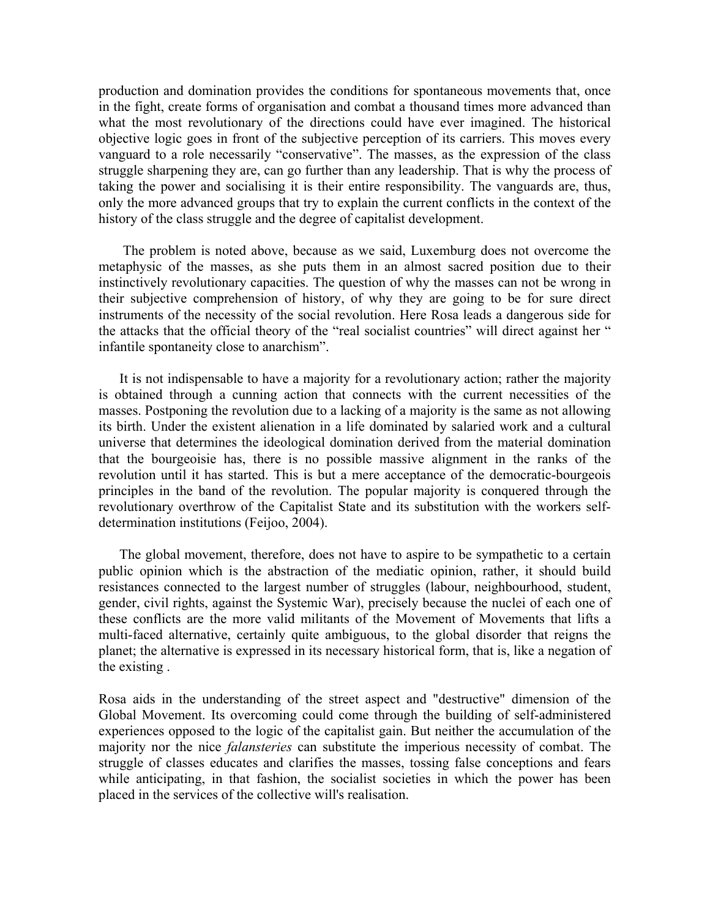production and domination provides the conditions for spontaneous movements that, once in the fight, create forms of organisation and combat a thousand times more advanced than what the most revolutionary of the directions could have ever imagined. The historical objective logic goes in front of the subjective perception of its carriers. This moves every vanguard to a role necessarily "conservative". The masses, as the expression of the class struggle sharpening they are, can go further than any leadership. That is why the process of taking the power and socialising it is their entire responsibility. The vanguards are, thus, only the more advanced groups that try to explain the current conflicts in the context of the history of the class struggle and the degree of capitalist development.

The problem is noted above, because as we said, Luxemburg does not overcome the metaphysic of the masses, as she puts them in an almost sacred position due to their instinctively revolutionary capacities. The question of why the masses can not be wrong in their subjective comprehension of history, of why they are going to be for sure direct instruments of the necessity of the social revolution. Here Rosa leads a dangerous side for the attacks that the official theory of the "real socialist countries" will direct against her " infantile spontaneity close to anarchism".

It is not indispensable to have a majority for a revolutionary action; rather the majority is obtained through a cunning action that connects with the current necessities of the masses. Postponing the revolution due to a lacking of a majority is the same as not allowing its birth. Under the existent alienation in a life dominated by salaried work and a cultural universe that determines the ideological domination derived from the material domination that the bourgeoisie has, there is no possible massive alignment in the ranks of the revolution until it has started. This is but a mere acceptance of the democratic-bourgeois principles in the band of the revolution. The popular majority is conquered through the revolutionary overthrow of the Capitalist State and its substitution with the workers self-determination institutions (Feijoo, 2004).

The global movement, therefore, does not have to aspire to be sympathetic to a certain public opinion which is the abstraction of the mediatic opinion, rather, it should build resistances connected to the largest number of struggles (labour, neighbourhood, student, gender, civil rights, against the Systemic War), precisely because the nuclei of each one of these conflicts are the more valid militants of the Movement of Movements that lifts a multi-faced alternative, certainly quite ambiguous, to the global disorder that reigns the planet; the alternative is expressed in its necessary historical form, that is, like a negation of the existing .

Rosa aids in the understanding of the street aspect and "destructive" dimension of the Global Movement. Its overcoming could come through the building of self-administered experiences opposed to the logic of the capitalist gain. But neither the accumulation of the majority nor the nice *falansteries* can substitute the imperious necessity of combat. The struggle of classes educates and clarifies the masses, tossing false conceptions and fears while anticipating, in that fashion, the socialist societies in which the power has been placed in the services of the collective will's realisation.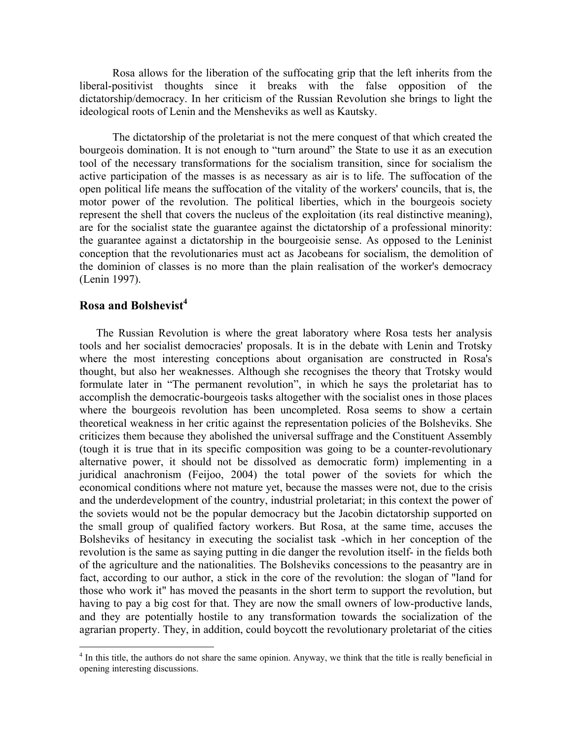Rosa allows for the liberation of the suffocating grip that the left inherits from the liberal-positivist thoughts since it breaks with the false opposition of the dictatorship/democracy. In her criticism of the Russian Revolution she brings to light the ideological roots of Lenin and the Mensheviks as well as Kautsky.

The dictatorship of the proletariat is not the mere conquest of that which created the bourgeois domination. It is not enough to "turn around" the State to use it as an execution tool of the necessary transformations for the socialism transition, since for socialism the active participation of the masses is as necessary as air is to life. The suffocation of the open political life means the suffocation of the vitality of the workers' councils, that is, the motor power of the revolution. The political liberties, which in the bourgeois society represent the shell that covers the nucleus of the exploitation (its real distinctive meaning), are for the socialist state the guarantee against the dictatorship of a professional minority: the guarantee against a dictatorship in the bourgeoisie sense. As opposed to the Leninist conception that the revolutionaries must act as Jacobeans for socialism, the demolition of the dominion of classes is no more than the plain realisation of the worker's democracy (Lenin 1997).

## Rosa and Bolshevist[4]

The Russian Revolution is where the great laboratory where Rosa tests her analysis tools and her socialist democracies' proposals. It is in the debate with Lenin and Trotsky where the most interesting conceptions about organisation are constructed in Rosa's thought, but also her weaknesses. Although she recognises the theory that Trotsky would formulate later in "The permanent revolution", in which he says the proletariat has to accomplish the democratic-bourgeois tasks altogether with the socialist ones in those places where the bourgeois revolution has been uncompleted. Rosa seems to show a certain theoretical weakness in her critic against the representation policies of the Bolsheviks. She criticizes them because they abolished the universal suffrage and the Constituent Assembly (tough it is true that in its specific composition was going to be a counter-revolutionary alternative power, it should not be dissolved as democratic form) implementing in a juridical anachronism (Feijoo, 2004) the total power of the soviets for which the economical conditions where not mature yet, because the masses were not, due to the crisis and the underdevelopment of the country, industrial proletariat; in this context the power of the soviets would not be the popular democracy but the Jacobin dictatorship supported on the small group of qualified factory workers. But Rosa, at the same time, accuses the Bolsheviks of hesitancy in executing the socialist task -which in her conception of the revolution is the same as saying putting in die danger the revolution itself- in the fields both of the agriculture and the nationalities. The Bolsheviks concessions to the peasantry are in fact, according to our author, a stick in the core of the revolution: the slogan of "land for those who work it" has moved the peasants in the short term to support the revolution, but having to pay a big cost for that. They are now the small owners of low-productive lands, and they are potentially hostile to any transformation towards the socialization of the agrarian property. They, in addition, could boycott the revolutionary proletariat of the cities

[4] In this title, the authors do not share the same opinion. Anyway, we think that the title is really beneficial in opening interesting discussions.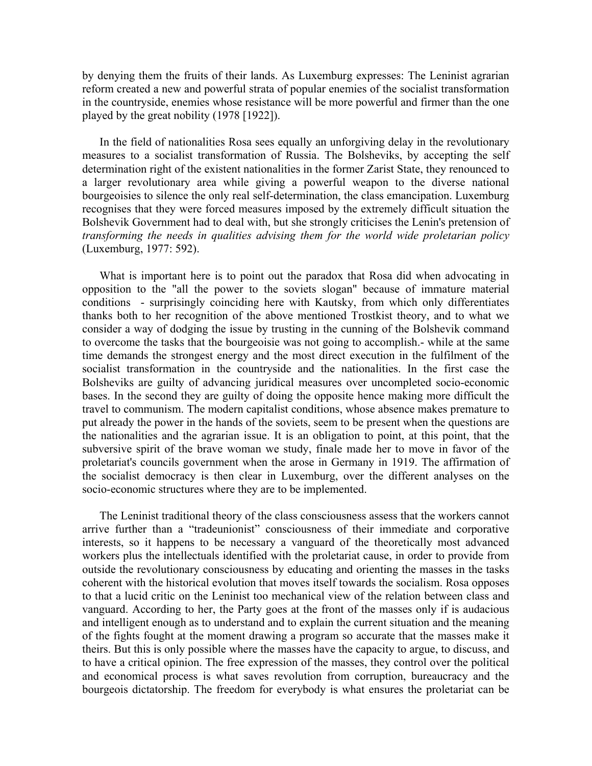by denying them the fruits of their lands. As Luxemburg expresses: The Leninist agrarian reform created a new and powerful strata of popular enemies of the socialist transformation in the countryside, enemies whose resistance will be more powerful and firmer than the one played by the great nobility (1978 [1922]).

In the field of nationalities Rosa sees equally an unforgiving delay in the revolutionary measures to a socialist transformation of Russia. The Bolsheviks, by accepting the self determination right of the existent nationalities in the former Zarist State, they renounced to a larger revolutionary area while giving a powerful weapon to the diverse national bourgeoisies to silence the only real self-determination, the class emancipation. Luxemburg recognises that they were forced measures imposed by the extremely difficult situation the Bolshevik Government had to deal with, but she strongly criticises the Lenin's pretension of *transforming the needs in qualities advising them for the world wide proletarian policy* (Luxemburg, 1977: 592).

What is important here is to point out the paradox that Rosa did when advocating in opposition to the "all the power to the soviets slogan" because of immature material conditions - surprisingly coinciding here with Kautsky, from which only differentiates thanks both to her recognition of the above mentioned Trostkist theory, and to what we consider a way of dodging the issue by trusting in the cunning of the Bolshevik command to overcome the tasks that the bourgeoisie was not going to accomplish.- while at the same time demands the strongest energy and the most direct execution in the fulfilment of the socialist transformation in the countryside and the nationalities. In the first case the Bolsheviks are guilty of advancing juridical measures over uncompleted socio-economic bases. In the second they are guilty of doing the opposite hence making more difficult the travel to communism. The modern capitalist conditions, whose absence makes premature to put already the power in the hands of the soviets, seem to be present when the questions are the nationalities and the agrarian issue. It is an obligation to point, at this point, that the subversive spirit of the brave woman we study, finale made her to move in favor of the proletariat's councils government when the arose in Germany in 1919. The affirmation of the socialist democracy is then clear in Luxemburg, over the different analyses on the socio-economic structures where they are to be implemented.

The Leninist traditional theory of the class consciousness assess that the workers cannot arrive further than a "tradeunionist" consciousness of their immediate and corporative interests, so it happens to be necessary a vanguard of the theoretically most advanced workers plus the intellectuals identified with the proletariat cause, in order to provide from outside the revolutionary consciousness by educating and orienting the masses in the tasks coherent with the historical evolution that moves itself towards the socialism. Rosa opposes to that a lucid critic on the Leninist too mechanical view of the relation between class and vanguard. According to her, the Party goes at the front of the masses only if is audacious and intelligent enough as to understand and to explain the current situation and the meaning of the fights fought at the moment drawing a program so accurate that the masses make it theirs. But this is only possible where the masses have the capacity to argue, to discuss, and to have a critical opinion. The free expression of the masses, they control over the political and economical process is what saves revolution from corruption, bureaucracy and the bourgeois dictatorship. The freedom for everybody is what ensures the proletariat can be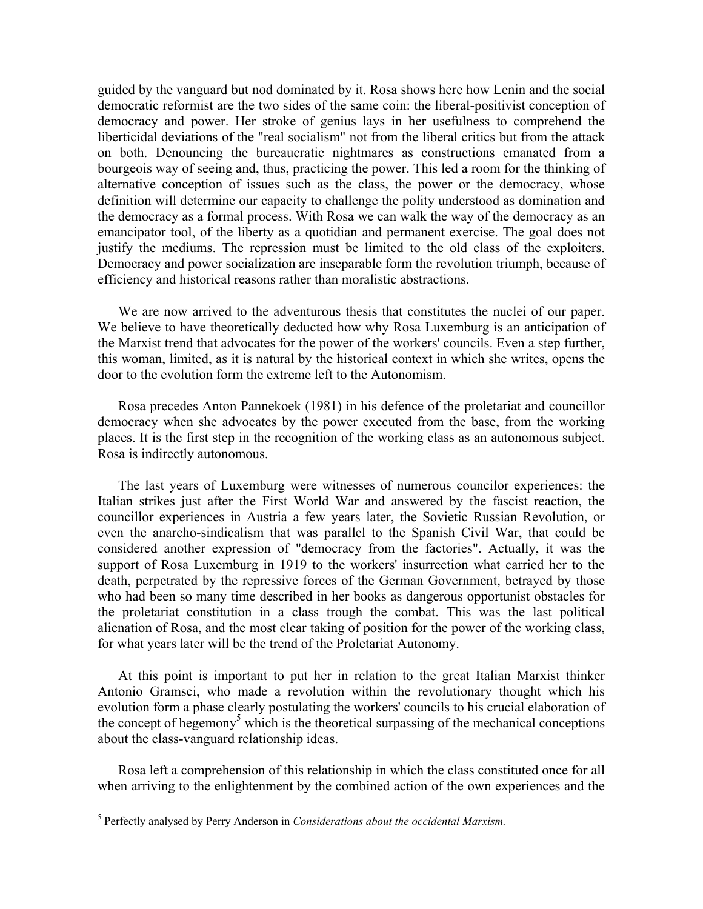guided by the vanguard but nod dominated by it. Rosa shows here how Lenin and the social democratic reformist are the two sides of the same coin: the liberal-positivist conception of democracy and power. Her stroke of genius lays in her usefulness to comprehend the liberticidal deviations of the "real socialism" not from the liberal critics but from the attack on both. Denouncing the bureaucratic nightmares as constructions emanated from a bourgeois way of seeing and, thus, practicing the power. This led a room for the thinking of alternative conception of issues such as the class, the power or the democracy, whose definition will determine our capacity to challenge the polity understood as domination and the democracy as a formal process. With Rosa we can walk the way of the democracy as an emancipator tool, of the liberty as a quotidian and permanent exercise. The goal does not justify the mediums. The repression must be limited to the old class of the exploiters. Democracy and power socialization are inseparable form the revolution triumph, because of efficiency and historical reasons rather than moralistic abstractions.

We are now arrived to the adventurous thesis that constitutes the nuclei of our paper. We believe to have theoretically deducted how why Rosa Luxemburg is an anticipation of the Marxist trend that advocates for the power of the workers' councils. Even a step further, this woman, limited, as it is natural by the historical context in which she writes, opens the door to the evolution form the extreme left to the Autonomism.

Rosa precedes Anton Pannekoek (1981) in his defence of the proletariat and councillor democracy when she advocates by the power executed from the base, from the working places. It is the first step in the recognition of the working class as an autonomous subject. Rosa is indirectly autonomous.

The last years of Luxemburg were witnesses of numerous councilor experiences: the Italian strikes just after the First World War and answered by the fascist reaction, the councillor experiences in Austria a few years later, the Sovietic Russian Revolution, or even the anarcho-sindicalism that was parallel to the Spanish Civil War, that could be considered another expression of "democracy from the factories". Actually, it was the support of Rosa Luxemburg in 1919 to the workers' insurrection what carried her to the death, perpetrated by the repressive forces of the German Government, betrayed by those who had been so many time described in her books as dangerous opportunist obstacles for the proletariat constitution in a class trough the combat. This was the last political alienation of Rosa, and the most clear taking of position for the power of the working class, for what years later will be the trend of the Proletariat Autonomy.

At this point is important to put her in relation to the great Italian Marxist thinker Antonio Gramsci, who made a revolution within the revolutionary thought which his evolution form a phase clearly postulating the workers' councils to his crucial elaboration of the concept of hegemony[5] which is the theoretical surpassing of the mechanical conceptions about the class-vanguard relationship ideas.

Rosa left a comprehension of this relationship in which the class constituted once for all when arriving to the enlightenment by the combined action of the own experiences and the

[5] Perfectly analysed by Perry Anderson in *Considerations about the occidental Marxism.*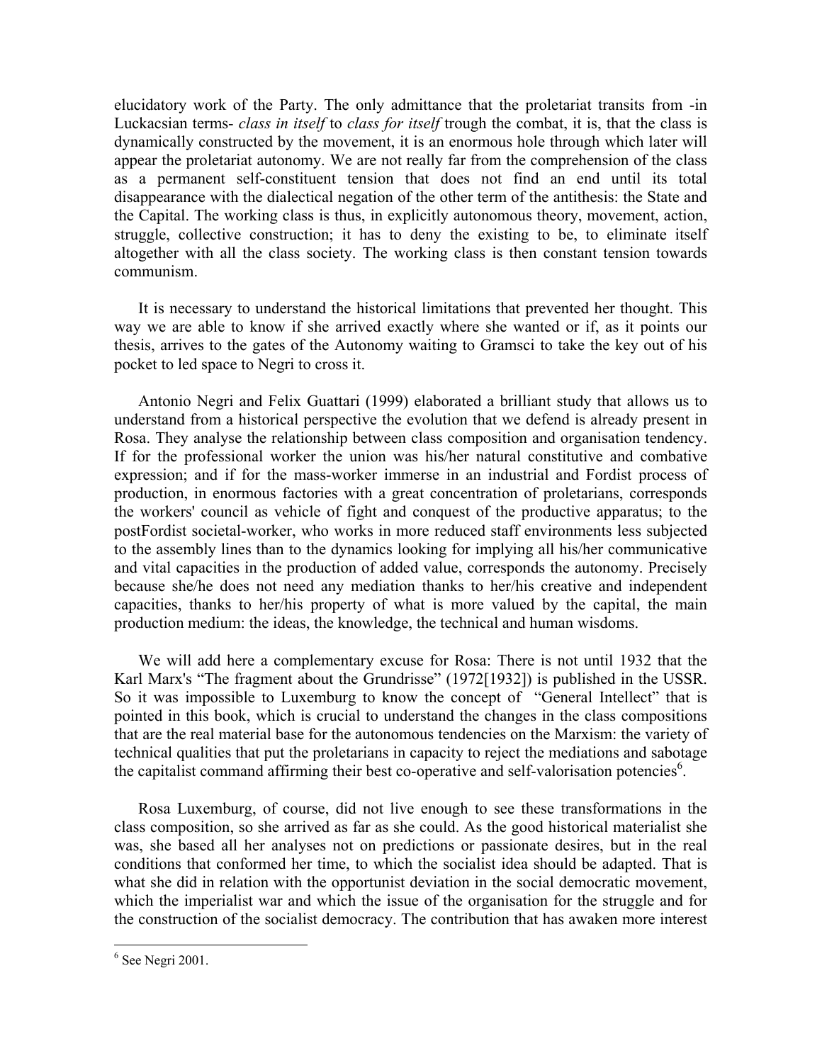elucidatory work of the Party. The only admittance that the proletariat transits from -in Luckacsian terms- *class in itself* to *class for itself* trough the combat, it is, that the class is dynamically constructed by the movement, it is an enormous hole through which later will appear the proletariat autonomy. We are not really far from the comprehension of the class as a permanent self-constituent tension that does not find an end until its total disappearance with the dialectical negation of the other term of the antithesis: the State and the Capital. The working class is thus, in explicitly autonomous theory, movement, action, struggle, collective construction; it has to deny the existing to be, to eliminate itself altogether with all the class society. The working class is then constant tension towards communism.

It is necessary to understand the historical limitations that prevented her thought. This way we are able to know if she arrived exactly where she wanted or if, as it points our thesis, arrives to the gates of the Autonomy waiting to Gramsci to take the key out of his pocket to led space to Negri to cross it.

Antonio Negri and Felix Guattari (1999) elaborated a brilliant study that allows us to understand from a historical perspective the evolution that we defend is already present in Rosa. They analyse the relationship between class composition and organisation tendency. If for the professional worker the union was his/her natural constitutive and combative expression; and if for the mass-worker immerse in an industrial and Fordist process of production, in enormous factories with a great concentration of proletarians, corresponds the workers' council as vehicle of fight and conquest of the productive apparatus; to the postFordist societal-worker, who works in more reduced staff environments less subjected to the assembly lines than to the dynamics looking for implying all his/her communicative and vital capacities in the production of added value, corresponds the autonomy. Precisely because she/he does not need any mediation thanks to her/his creative and independent capacities, thanks to her/his property of what is more valued by the capital, the main production medium: the ideas, the knowledge, the technical and human wisdoms.

We will add here a complementary excuse for Rosa: There is not until 1932 that the Karl Marx's "The fragment about the Grundrisse" (1972[1932]) is published in the USSR. So it was impossible to Luxemburg to know the concept of "General Intellect" that is pointed in this book, which is crucial to understand the changes in the class compositions that are the real material base for the autonomous tendencies on the Marxism: the variety of technical qualities that put the proletarians in capacity to reject the mediations and sabotage the capitalist command affirming their best co-operative and self-valorisation potencies[6].

Rosa Luxemburg, of course, did not live enough to see these transformations in the class composition, so she arrived as far as she could. As the good historical materialist she was, she based all her analyses not on predictions or passionate desires, but in the real conditions that conformed her time, to which the socialist idea should be adapted. That is what she did in relation with the opportunist deviation in the social democratic movement, which the imperialist war and which the issue of the organisation for the struggle and for the construction of the socialist democracy. The contribution that has awaken more interest

[6] See Negri 2001.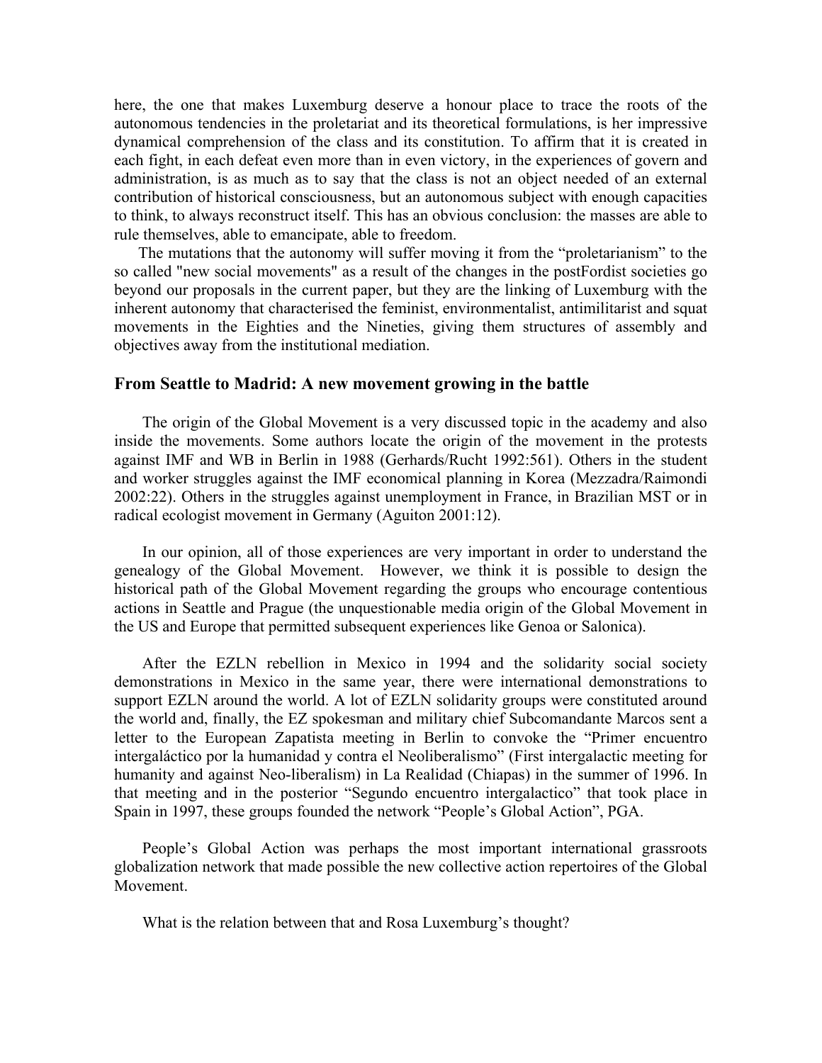here, the one that makes Luxemburg deserve a honour place to trace the roots of the autonomous tendencies in the proletariat and its theoretical formulations, is her impressive dynamical comprehension of the class and its constitution. To affirm that it is created in each fight, in each defeat even more than in even victory, in the experiences of govern and administration, is as much as to say that the class is not an object needed of an external contribution of historical consciousness, but an autonomous subject with enough capacities to think, to always reconstruct itself. This has an obvious conclusion: the masses are able to rule themselves, able to emancipate, able to freedom.

The mutations that the autonomy will suffer moving it from the "proletarianism" to the so called "new social movements" as a result of the changes in the postFordist societies go beyond our proposals in the current paper, but they are the linking of Luxemburg with the inherent autonomy that characterised the feminist, environmentalist, antimilitarist and squat movements in the Eighties and the Nineties, giving them structures of assembly and objectives away from the institutional mediation.

## From Seattle to Madrid: A new movement growing in the battle

The origin of the Global Movement is a very discussed topic in the academy and also inside the movements. Some authors locate the origin of the movement in the protests against IMF and WB in Berlin in 1988 (Gerhards/Rucht 1992:561). Others in the student and worker struggles against the IMF economical planning in Korea (Mezzadra/Raimondi 2002:22). Others in the struggles against unemployment in France, in Brazilian MST or in radical ecologist movement in Germany (Aguiton 2001:12).

In our opinion, all of those experiences are very important in order to understand the genealogy of the Global Movement. However, we think it is possible to design the historical path of the Global Movement regarding the groups who encourage contentious actions in Seattle and Prague (the unquestionable media origin of the Global Movement in the US and Europe that permitted subsequent experiences like Genoa or Salonica).

After the EZLN rebellion in Mexico in 1994 and the solidarity social society demonstrations in Mexico in the same year, there were international demonstrations to support EZLN around the world. A lot of EZLN solidarity groups were constituted around the world and, finally, the EZ spokesman and military chief Subcomandante Marcos sent a letter to the European Zapatista meeting in Berlin to convoke the "Primer encuentro intergaláctico por la humanidad y contra el Neoliberalismo" (First intergalactic meeting for humanity and against Neo-liberalism) in La Realidad (Chiapas) in the summer of 1996. In that meeting and in the posterior "Segundo encuentro intergalactico" that took place in Spain in 1997, these groups founded the network "People's Global Action", PGA.

People's Global Action was perhaps the most important international grassroots globalization network that made possible the new collective action repertoires of the Global Movement.

What is the relation between that and Rosa Luxemburg's thought?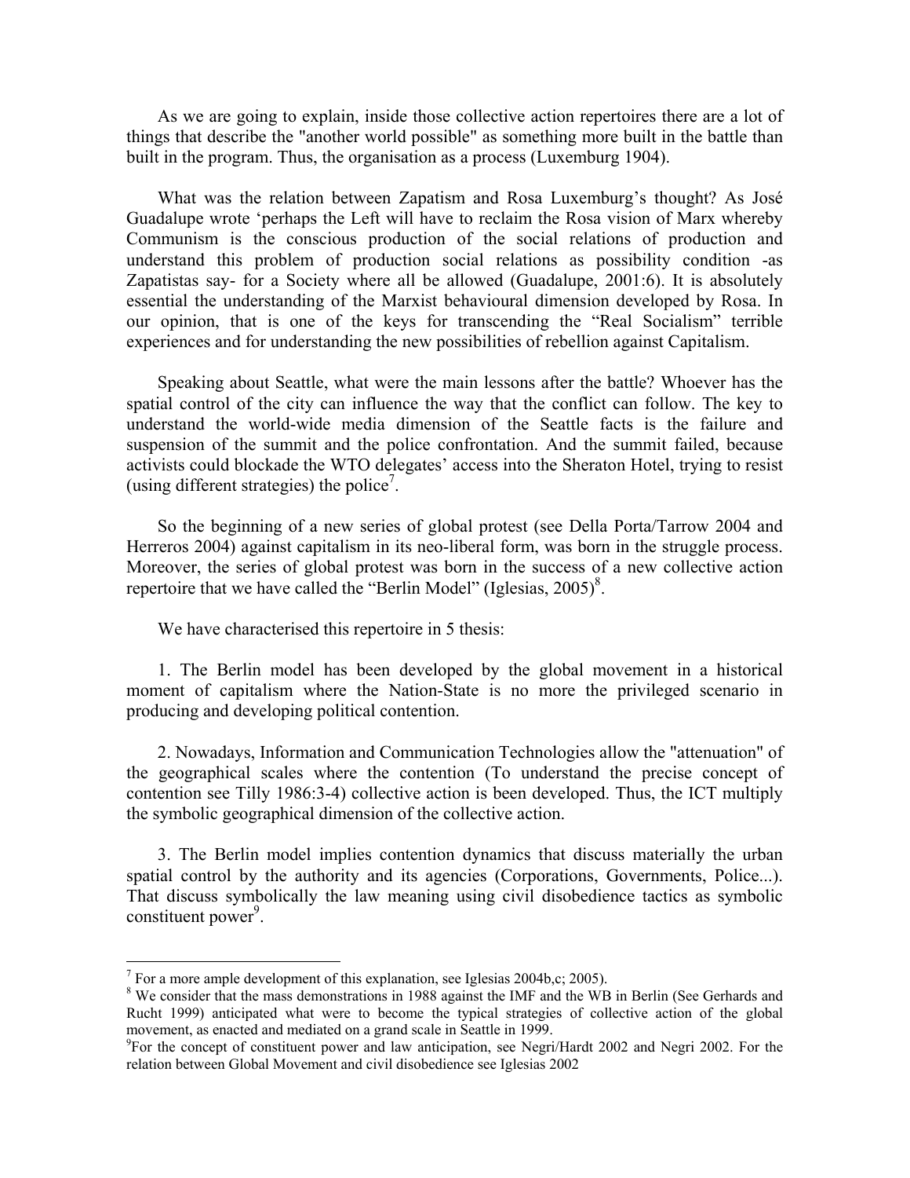As we are going to explain, inside those collective action repertoires there are a lot of things that describe the "another world possible" as something more built in the battle than built in the program. Thus, the organisation as a process (Luxemburg 1904).

What was the relation between Zapatism and Rosa Luxemburg's thought? As José Guadalupe wrote 'perhaps the Left will have to reclaim the Rosa vision of Marx whereby Communism is the conscious production of the social relations of production and understand this problem of production social relations as possibility condition -as Zapatistas say- for a Society where all be allowed (Guadalupe, 2001:6). It is absolutely essential the understanding of the Marxist behavioural dimension developed by Rosa. In our opinion, that is one of the keys for transcending the "Real Socialism" terrible experiences and for understanding the new possibilities of rebellion against Capitalism.

Speaking about Seattle, what were the main lessons after the battle? Whoever has the spatial control of the city can influence the way that the conflict can follow. The key to understand the world-wide media dimension of the Seattle facts is the failure and suspension of the summit and the police confrontation. And the summit failed, because activists could blockade the WTO delegates' access into the Sheraton Hotel, trying to resist (using different strategies) the police[7].

So the beginning of a new series of global protest (see Della Porta/Tarrow 2004 and Herreros 2004) against capitalism in its neo-liberal form, was born in the struggle process. Moreover, the series of global protest was born in the success of a new collective action repertoire that we have called the "Berlin Model" (Iglesias, 2005)[8].

We have characterised this repertoire in 5 thesis:

1. The Berlin model has been developed by the global movement in a historical moment of capitalism where the Nation-State is no more the privileged scenario in producing and developing political contention.

2. Nowadays, Information and Communication Technologies allow the "attenuation" of the geographical scales where the contention (To understand the precise concept of contention see Tilly 1986:3-4) collective action is been developed. Thus, the ICT multiply the symbolic geographical dimension of the collective action.

3. The Berlin model implies contention dynamics that discuss materially the urban spatial control by the authority and its agencies (Corporations, Governments, Police...). That discuss symbolically the law meaning using civil disobedience tactics as symbolic constituent power[9].

---

[7] For a more ample development of this explanation, see Iglesias 2004b,c; 2005).

[8] We consider that the mass demonstrations in 1988 against the IMF and the WB in Berlin (See Gerhards and Rucht 1999) anticipated what were to become the typical strategies of collective action of the global movement, as enacted and mediated on a grand scale in Seattle in 1999.

[9] For the concept of constituent power and law anticipation, see Negri/Hardt 2002 and Negri 2002. For the relation between Global Movement and civil disobedience see Iglesias 2002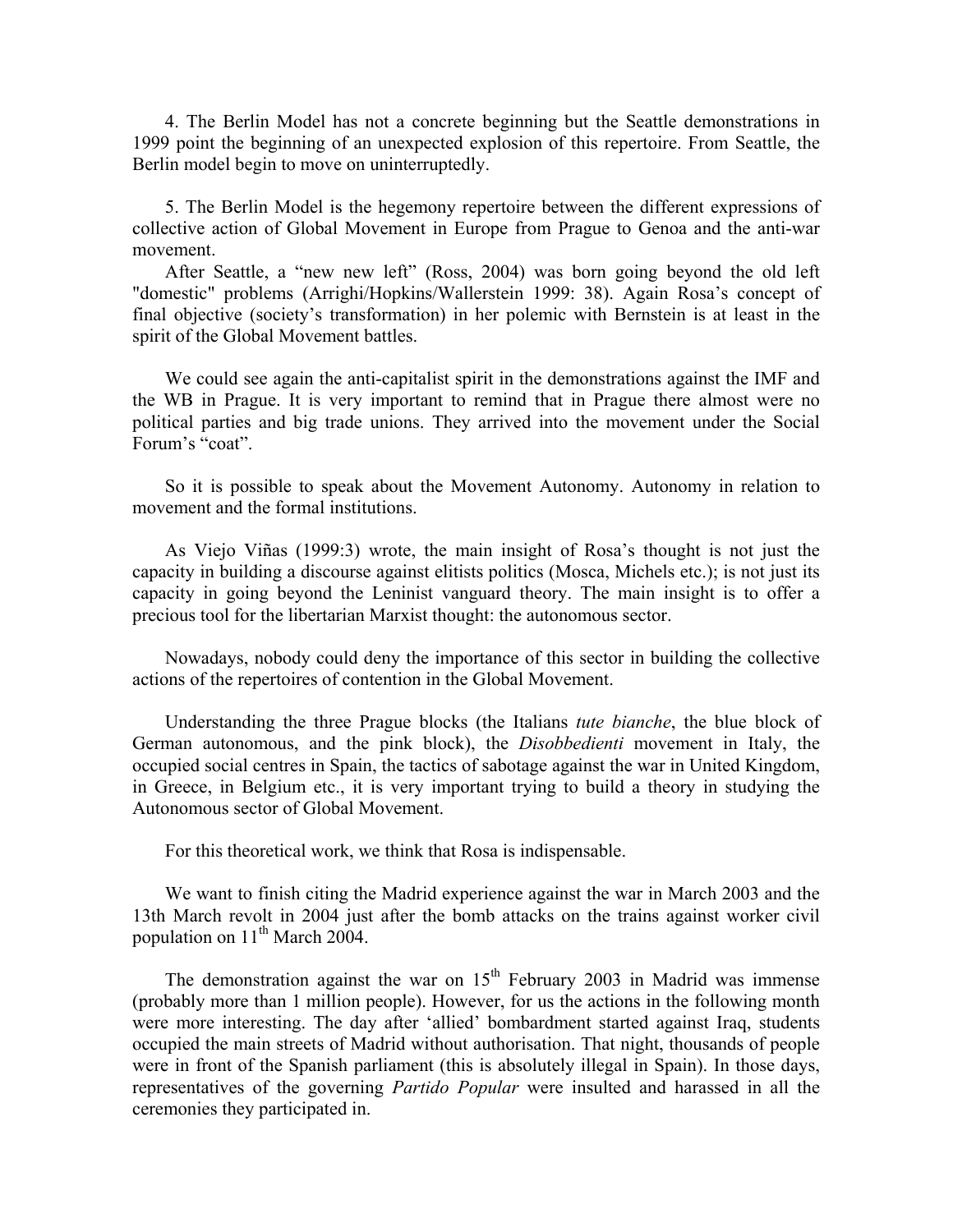4. The Berlin Model has not a concrete beginning but the Seattle demonstrations in 1999 point the beginning of an unexpected explosion of this repertoire. From Seattle, the Berlin model begin to move on uninterruptedly.

5. The Berlin Model is the hegemony repertoire between the different expressions of collective action of Global Movement in Europe from Prague to Genoa and the anti-war movement.

After Seattle, a "new new left" (Ross, 2004) was born going beyond the old left "domestic" problems (Arrighi/Hopkins/Wallerstein 1999: 38). Again Rosa's concept of final objective (society's transformation) in her polemic with Bernstein is at least in the spirit of the Global Movement battles.

We could see again the anti-capitalist spirit in the demonstrations against the IMF and the WB in Prague. It is very important to remind that in Prague there almost were no political parties and big trade unions. They arrived into the movement under the Social Forum's "coat".

So it is possible to speak about the Movement Autonomy. Autonomy in relation to movement and the formal institutions.

As Viejo Viñas (1999:3) wrote, the main insight of Rosa's thought is not just the capacity in building a discourse against elitists politics (Mosca, Michels etc.); is not just its capacity in going beyond the Leninist vanguard theory. The main insight is to offer a precious tool for the libertarian Marxist thought: the autonomous sector.

Nowadays, nobody could deny the importance of this sector in building the collective actions of the repertoires of contention in the Global Movement.

Understanding the three Prague blocks (the Italians *tute bianche*, the blue block of German autonomous, and the pink block), the *Disobbedienti* movement in Italy, the occupied social centres in Spain, the tactics of sabotage against the war in United Kingdom, in Greece, in Belgium etc., it is very important trying to build a theory in studying the Autonomous sector of Global Movement.

For this theoretical work, we think that Rosa is indispensable.

We want to finish citing the Madrid experience against the war in March 2003 and the 13th March revolt in 2004 just after the bomb attacks on the trains against worker civil population on 11th March 2004.

The demonstration against the war on 15th February 2003 in Madrid was immense (probably more than 1 million people). However, for us the actions in the following month were more interesting. The day after 'allied' bombardment started against Iraq, students occupied the main streets of Madrid without authorisation. That night, thousands of people were in front of the Spanish parliament (this is absolutely illegal in Spain). In those days, representatives of the governing *Partido Popular* were insulted and harassed in all the ceremonies they participated in.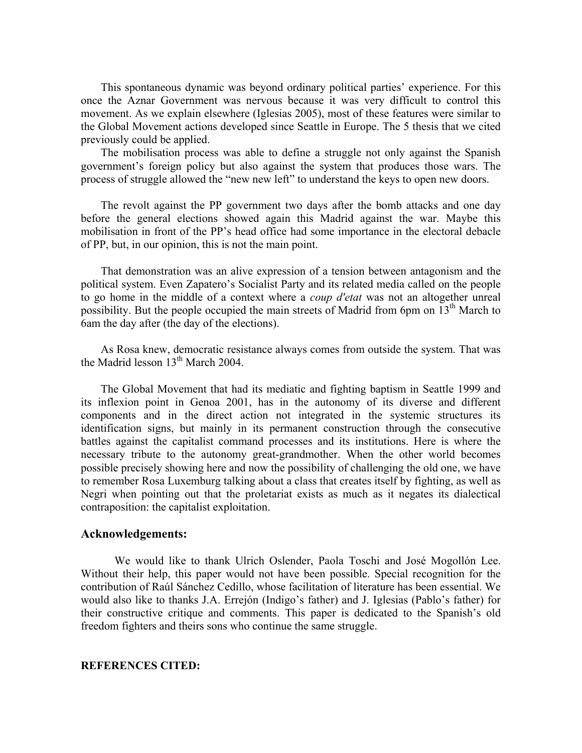This spontaneous dynamic was beyond ordinary political parties' experience. For this once the Aznar Government was nervous because it was very difficult to control this movement. As we explain elsewhere (Iglesias 2005), most of these features were similar to the Global Movement actions developed since Seattle in Europe. The 5 thesis that we cited previously could be applied.

The mobilisation process was able to define a struggle not only against the Spanish government's foreign policy but also against the system that produces those wars. The process of struggle allowed the "new new left" to understand the keys to open new doors.

The revolt against the PP government two days after the bomb attacks and one day before the general elections showed again this Madrid against the war. Maybe this mobilisation in front of the PP's head office had some importance in the electoral debacle of PP, but, in our opinion, this is not the main point.

That demonstration was an alive expression of a tension between antagonism and the political system. Even Zapatero's Socialist Party and its related media called on the people to go home in the middle of a context where a *coup d'etat* was not an altogether unreal possibility. But the people occupied the main streets of Madrid from 6pm on 13th March to 6am the day after (the day of the elections).

As Rosa knew, democratic resistance always comes from outside the system. That was the Madrid lesson 13th March 2004.

The Global Movement that had its mediatic and fighting baptism in Seattle 1999 and its inflexion point in Genoa 2001, has in the autonomy of its diverse and different components and in the direct action not integrated in the systemic structures its identification signs, but mainly in its permanent construction through the consecutive battles against the capitalist command processes and its institutions. Here is where the necessary tribute to the autonomy great-grandmother. When the other world becomes possible precisely showing here and now the possibility of challenging the old one, we have to remember Rosa Luxemburg talking about a class that creates itself by fighting, as well as Negri when pointing out that the proletariat exists as much as it negates its dialectical contraposition: the capitalist exploitation.

## Acknowledgements:

We would like to thank Ulrich Oslender, Paola Toschi and José Mogollón Lee. Without their help, this paper would not have been possible. Special recognition for the contribution of Raúl Sánchez Cedillo, whose facilitation of literature has been essential. We would also like to thanks J.A. Errejón (Indigo's father) and J. Iglesias (Pablo's father) for their constructive critique and comments. This paper is dedicated to the Spanish's old freedom fighters and theirs sons who continue the same struggle.

**REFERENCES CITED:**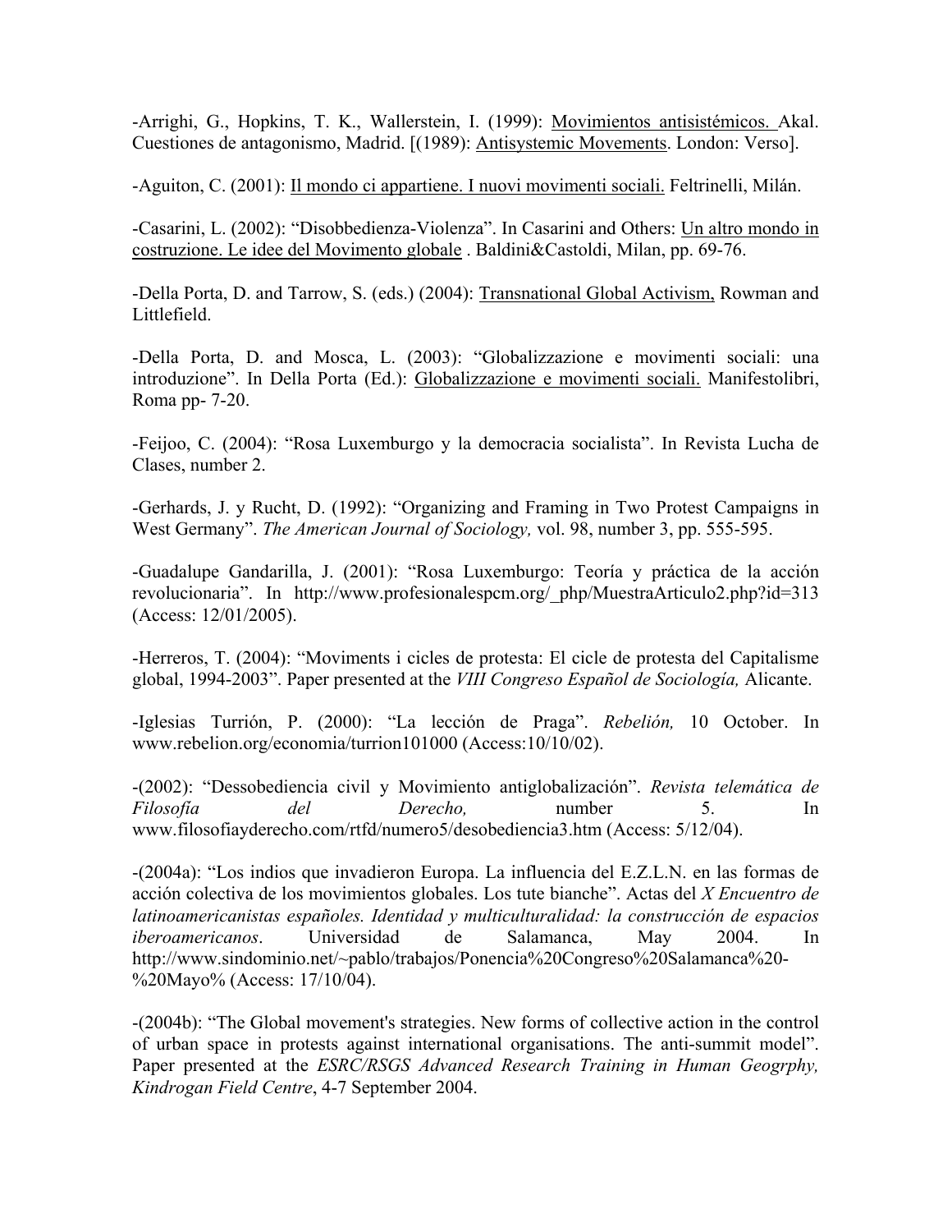-Arrighi, G., Hopkins, T. K., Wallerstein, I. (1999): <u>Movimientos antisistémicos.</u> Akal. Cuestiones de antagonismo, Madrid. [(1989): <u>Antisystemic Movements</u>. London: Verso].

-Aguiton, C. (2001): <u>Il mondo ci appartiene. I nuovi movimenti sociali.</u> Feltrinelli, Milán.

-Casarini, L. (2002): "Disobbedienza-Violenza". In Casarini and Others: <u>Un altro mondo in costruzione. Le idee del Movimento globale</u> . Baldini&Castoldi, Milan, pp. 69-76.

-Della Porta, D. and Tarrow, S. (eds.) (2004): <u>Transnational Global Activism,</u> Rowman and Littlefield.

-Della Porta, D. and Mosca, L. (2003): "Globalizzazione e movimenti sociali: una introduzione". In Della Porta (Ed.): <u>Globalizzazione e movimenti sociali.</u> Manifestolibri, Roma pp- 7-20.

-Feijoo, C. (2004): "Rosa Luxemburgo y la democracia socialista". In Revista Lucha de Clases, number 2.

-Gerhards, J. y Rucht, D. (1992): "Organizing and Framing in Two Protest Campaigns in West Germany". *The American Journal of Sociology,* vol. 98, number 3, pp. 555-595.

-Guadalupe Gandarilla, J. (2001): "Rosa Luxemburgo: Teoría y práctica de la acción revolucionaria". In http://www.profesionalespcm.org/_php/MuestraArticulo2.php?id=313 (Access: 12/01/2005).

-Herreros, T. (2004): "Moviments i cicles de protesta: El cicle de protesta del Capitalisme global, 1994-2003". Paper presented at the *VIII Congreso Español de Sociología,* Alicante.

-Iglesias Turrión, P. (2000): "La lección de Praga". *Rebelión,* 10 October. In www.rebelion.org/economia/turrion101000 (Access:10/10/02).

-(2002): "Dessobediencia civil y Movimiento antiglobalización". *Revista telemática de Filosofía del Derecho,* number 5. In www.filosofiayderecho.com/rtfd/numero5/desobediencia3.htm (Access: 5/12/04).

-(2004a): "Los indios que invadieron Europa. La influencia del E.Z.L.N. en las formas de acción colectiva de los movimientos globales. Los tute bianche". Actas del *X Encuentro de latinoamericanistas españoles. Identidad y multiculturalidad: la construcción de espacios iberoamericanos*. Universidad de Salamanca, May 2004. In http://www.sindominio.net/~pablo/trabajos/Ponencia%20Congreso%20Salamanca%20-%20Mayo% (Access: 17/10/04).

-(2004b): "The Global movement's strategies. New forms of collective action in the control of urban space in protests against international organisations. The anti-summit model". Paper presented at the *ESRC/RSGS Advanced Research Training in Human Geogrphy, Kindrogan Field Centre*, 4-7 September 2004.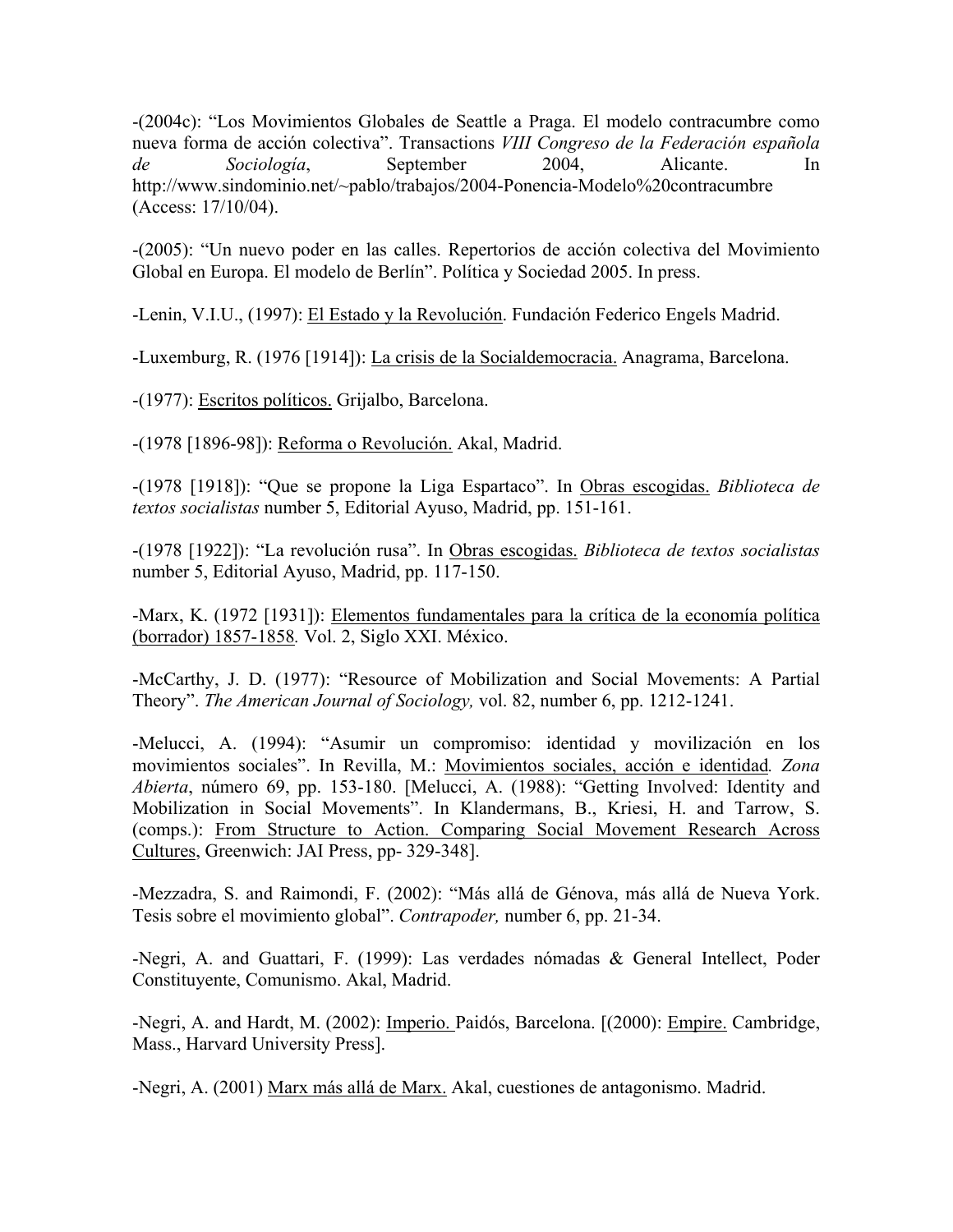-(2004c): "Los Movimientos Globales de Seattle a Praga. El modelo contracumbre como nueva forma de acción colectiva". Transactions *VIII Congreso de la Federación española de Sociología*, September 2004, Alicante. In http://www.sindominio.net/~pablo/trabajos/2004-Ponencia-Modelo%20contracumbre (Access: 17/10/04).

-(2005): "Un nuevo poder en las calles. Repertorios de acción colectiva del Movimiento Global en Europa. El modelo de Berlín". Política y Sociedad 2005. In press.

-Lenin, V.I.U., (1997): El Estado y la Revolución. Fundación Federico Engels Madrid.

-Luxemburg, R. (1976 [1914]): La crisis de la Socialdemocracia. Anagrama, Barcelona.

-(1977): Escritos políticos. Grijalbo, Barcelona.

-(1978 [1896-98]): Reforma o Revolución. Akal, Madrid.

-(1978 [1918]): "Que se propone la Liga Espartaco". In Obras escogidas. *Biblioteca de textos socialistas* number 5, Editorial Ayuso, Madrid, pp. 151-161.

-(1978 [1922]): "La revolución rusa". In Obras escogidas. *Biblioteca de textos socialistas* number 5, Editorial Ayuso, Madrid, pp. 117-150.

-Marx, K. (1972 [1931]): Elementos fundamentales para la crítica de la economía política (borrador) 1857-1858. Vol. 2, Siglo XXI. México.

-McCarthy, J. D. (1977): "Resource of Mobilization and Social Movements: A Partial Theory". *The American Journal of Sociology,* vol. 82, number 6, pp. 1212-1241.

-Melucci, A. (1994): "Asumir un compromiso: identidad y movilización en los movimientos sociales". In Revilla, M.: Movimientos sociales, acción e identidad. *Zona Abierta*, número 69, pp. 153-180. [Melucci, A. (1988): "Getting Involved: Identity and Mobilization in Social Movements". In Klandermans, B., Kriesi, H. and Tarrow, S. (comps.): From Structure to Action. Comparing Social Movement Research Across Cultures, Greenwich: JAI Press, pp- 329-348].

-Mezzadra, S. and Raimondi, F. (2002): "Más allá de Génova, más allá de Nueva York. Tesis sobre el movimiento global". *Contrapoder,* number 6, pp. 21-34.

-Negri, A. and Guattari, F. (1999): Las verdades nómadas & General Intellect, Poder Constituyente, Comunismo. Akal, Madrid.

-Negri, A. and Hardt, M. (2002): Imperio. Paidós, Barcelona. [(2000): Empire. Cambridge, Mass., Harvard University Press].

-Negri, A. (2001) Marx más allá de Marx. Akal, cuestiones de antagonismo. Madrid.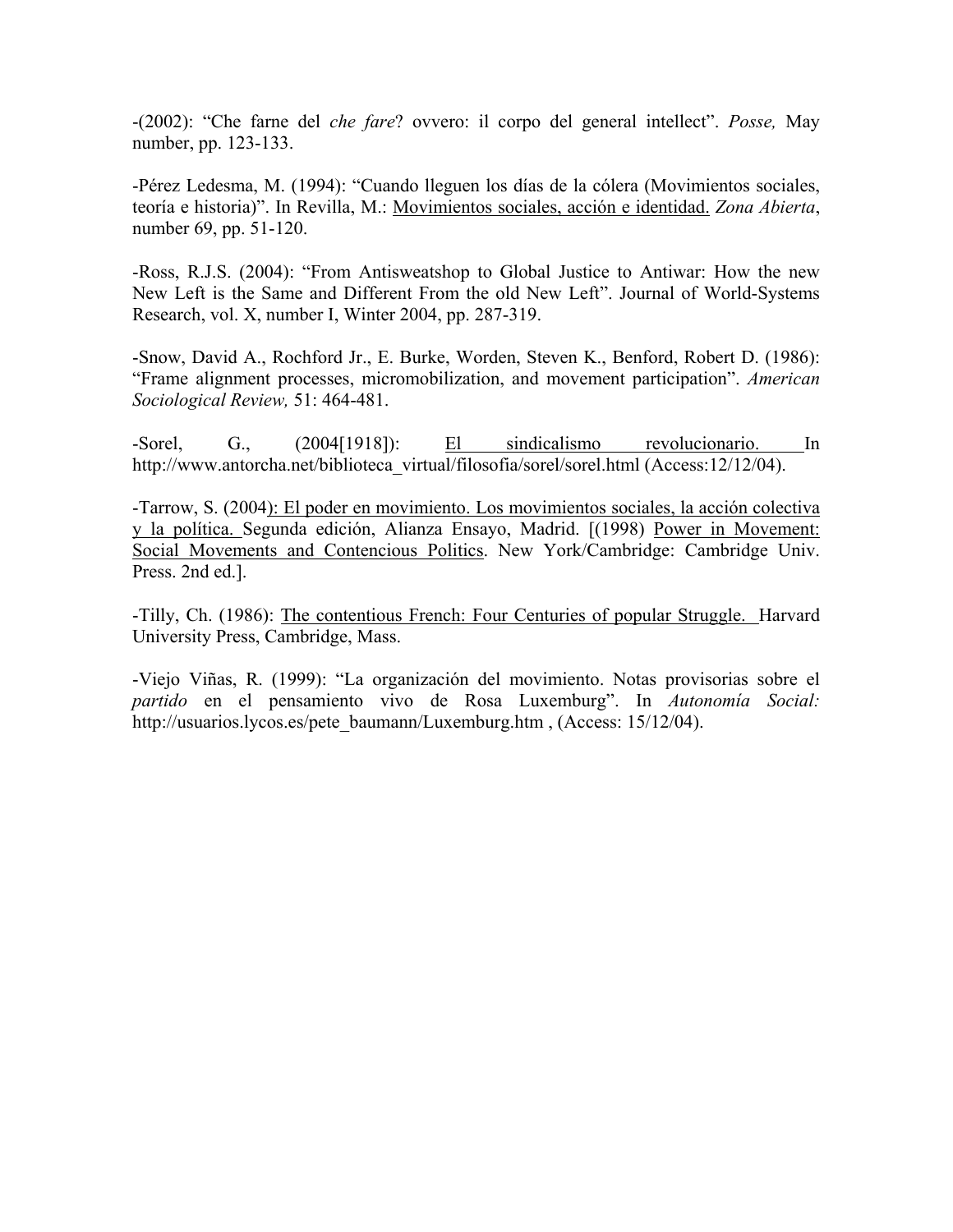-(2002): "Che farne del *che fare*? ovvero: il corpo del general intellect". *Posse,* May number, pp. 123-133.

-Pérez Ledesma, M. (1994): "Cuando lleguen los días de la cólera (Movimientos sociales, teoría e historia)". In Revilla, M.: Movimientos sociales, acción e identidad. *Zona Abierta*, number 69, pp. 51-120.

-Ross, R.J.S. (2004): "From Antisweatshop to Global Justice to Antiwar: How the new New Left is the Same and Different From the old New Left". Journal of World-Systems Research, vol. X, number I, Winter 2004, pp. 287-319.

-Snow, David A., Rochford Jr., E. Burke, Worden, Steven K., Benford, Robert D. (1986): "Frame alignment processes, micromobilization, and movement participation". *American Sociological Review,* 51: 464-481.

-Sorel, G., (2004[1918]): El sindicalismo revolucionario. In http://www.antorcha.net/biblioteca_virtual/filosofia/sorel/sorel.html (Access:12/12/04).

-Tarrow, S. (2004): El poder en movimiento. Los movimientos sociales, la acción colectiva y la política. Segunda edición, Alianza Ensayo, Madrid. [(1998) Power in Movement: Social Movements and Contencious Politics. New York/Cambridge: Cambridge Univ. Press. 2nd ed.].

-Tilly, Ch. (1986): The contentious French: Four Centuries of popular Struggle. Harvard University Press, Cambridge, Mass.

-Viejo Viñas, R. (1999): "La organización del movimiento. Notas provisorias sobre el *partido* en el pensamiento vivo de Rosa Luxemburg". In *Autonomía Social:* http://usuarios.lycos.es/pete_baumann/Luxemburg.htm , (Access: 15/12/04).